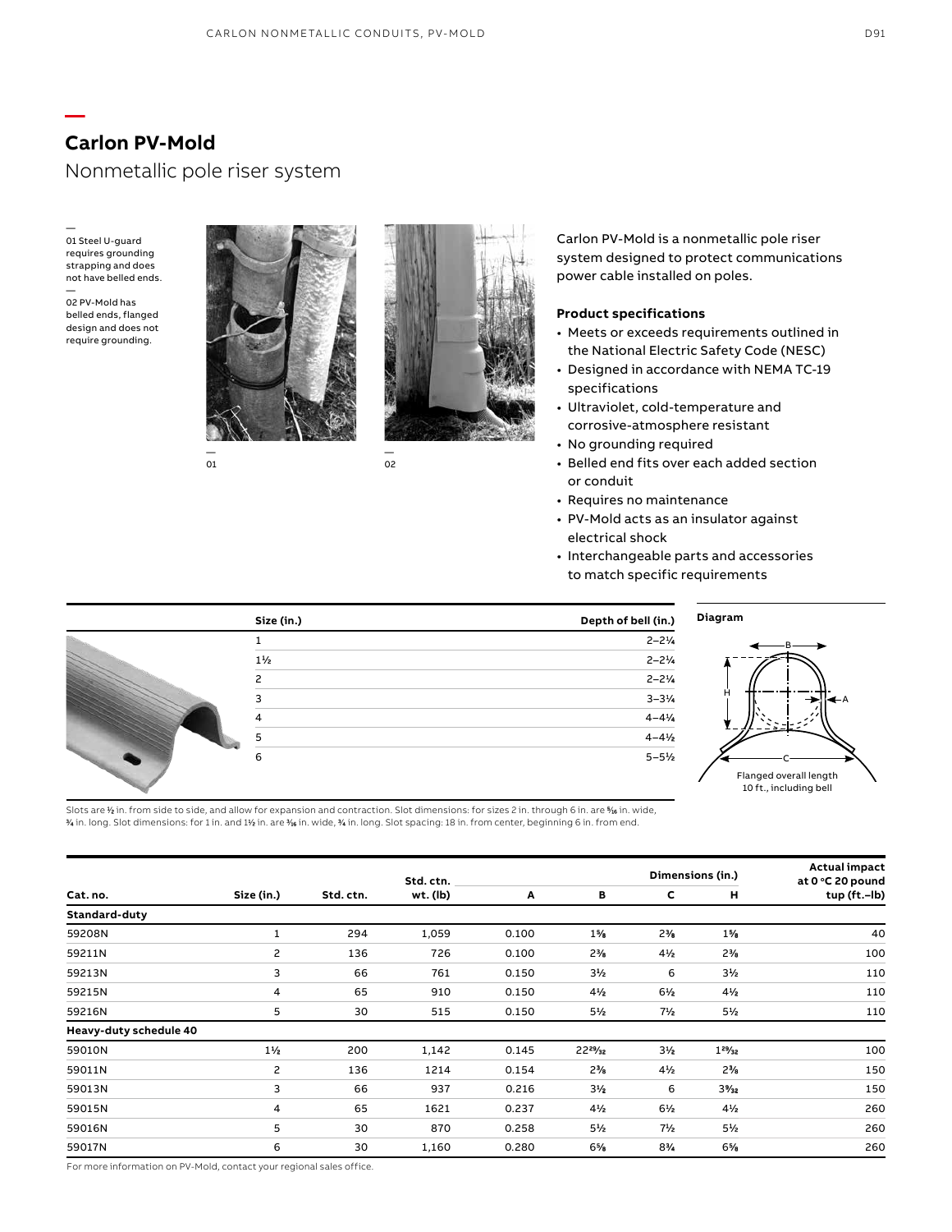# Carlon PV-Mold

## Nonmetallic pole riser system

01 Steel U-guard requires grounding strapping and does not have belled ends.

02 PV-Mold has belled ends, flanged design and does not require grounding.

Carlon PV-Mold is a nonmetallic pole riser system designed to protect communications power cable installed on poles.

### Product specifications

- Meets or exceeds requirements outlined in the National Electric Safety Code (NESC)
- Designed in accordance with NEMA TC-19 specifications
- Ultraviolet, cold-temperature and corrosive-atmosphere resistant
- No grounding required
- Belled end fits over each added section or conduit
- Requires no maintenance
- PV-Mold acts as an insulator against electrical shock
- Interchangeable parts and accessories to match specific requirements

| Size (in.) | Depth of bell (in.) |
|---|---|
| 1 | 2–2¼ |
| 1½ | 2–2¼ |
| 2 | 2–2¼ |
| 3 | 3–3¼ |
| 4 | 4–4¼ |
| 5 | 4–4½ |
| 6 | 5–5½ |

Diagram

Flanged overall length 10 ft., including bell

Slots are ½ in. from side to side, and allow for expansion and contraction. Slot dimensions: for sizes 2 in. through 6 in. are ⁵⁄₁₆ in. wide, ¾ in. long. Slot dimensions: for 1 in. and 1½ in. are ³⁄₁₆ in. wide, ¾ in. long. Slot spacing: 18 in. from center, beginning 6 in. from end.

| Cat. no. | Size (in.) | Std. ctn. | Std. ctn. wt. (lb) | Dimensions (in.) A | B | C | H | Actual impact at 0 °C 20 pound tup (ft.–lb) |
|---|---|---|---|---|---|---|---|---|
| **Standard-duty** | | | | | | | | |
| 59208N | 1 | 294 | 1,059 | 0.100 | 1⅝ | 2⅜ | 1⅝ | 40 |
| 59211N | 2 | 136 | 726 | 0.100 | 2⅜ | 4½ | 2⅜ | 100 |
| 59213N | 3 | 66 | 761 | 0.150 | 3½ | 6 | 3½ | 110 |
| 59215N | 4 | 65 | 910 | 0.150 | 4½ | 6½ | 4½ | 110 |
| 59216N | 5 | 30 | 515 | 0.150 | 5½ | 7½ | 5½ | 110 |
| **Heavy-duty schedule 40** | | | | | | | | |
| 59010N | 1½ | 200 | 1,142 | 0.145 | 22⁹⁄₃₂ | 3½ | 1²⁹⁄₃₂ | 100 |
| 59011N | 2 | 136 | 1214 | 0.154 | 2⅜ | 4½ | 2⅜ | 150 |
| 59013N | 3 | 66 | 937 | 0.216 | 3½ | 6 | 3⁹⁄₃₂ | 150 |
| 59015N | 4 | 65 | 1621 | 0.237 | 4½ | 6½ | 4½ | 260 |
| 59016N | 5 | 30 | 870 | 0.258 | 5½ | 7½ | 5½ | 260 |
| 59017N | 6 | 30 | 1,160 | 0.280 | 6⅝ | 8¾ | 6⅝ | 260 |

For more information on PV-Mold, contact your regional sales office.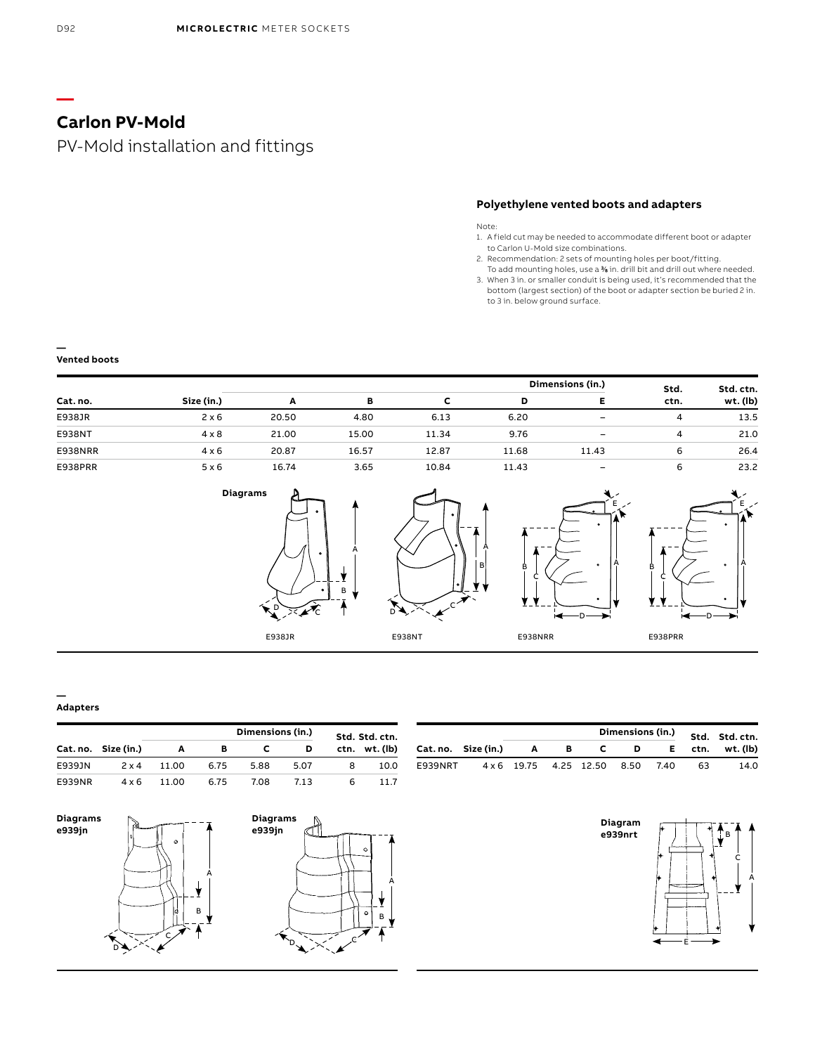# Carlon PV-Mold

## PV-Mold installation and fittings

### Polyethylene vented boots and adapters

Note:

1. A field cut may be needed to accommodate different boot or adapter to Carlon U-Mold size combinations.
2. Recommendation: 2 sets of mounting holes per boot/fitting. To add mounting holes, use a ⅜ in. drill bit and drill out where needed.
3. When 3 in. or smaller conduit is being used, it's recommended that the bottom (largest section) of the boot or adapter section be buried 2 in. to 3 in. below ground surface.

### Vented boots

| Cat. no. | Size (in.) | Dimensions (in.) | | | | | Std. ctn. | Std. ctn. wt. (lb) |
|---|---|---|---|---|---|---|---|---|
| | | A | B | C | D | E | | |
| E938JR | 2 x 6 | 20.50 | 4.80 | 6.13 | 6.20 | – | 4 | 13.5 |
| E938NT | 4 x 8 | 21.00 | 15.00 | 11.34 | 9.76 | – | 4 | 21.0 |
| E938NRR | 4 x 6 | 20.87 | 16.57 | 12.87 | 11.68 | 11.43 | 6 | 26.4 |
| E938PRR | 5 x 6 | 16.74 | 3.65 | 10.84 | 11.43 | – | 6 | 23.2 |

Diagrams

E938JR E938NT E938NRR E938PRR

### Adapters

| Cat. no. | Size (in.) | Dimensions (in.) | | | | Std. ctn. | Std. ctn. wt. (lb) |
|---|---|---|---|---|---|---|---|
| | | A | B | C | D | | |
| E939JN | 2 x 4 | 11.00 | 6.75 | 5.88 | 5.07 | 8 | 10.0 |
| E939NR | 4 x 6 | 11.00 | 6.75 | 7.08 | 7.13 | 6 | 11.7 |

| Cat. no. | Size (in.) | Dimensions (in.) | | | | | Std. ctn. | Std. ctn. wt. (lb) |
|---|---|---|---|---|---|---|---|---|
| | | A | B | C | D | E | | |
| E939NRT | 4 x 6 | 19.75 | 4.25 | 12.50 | 8.50 | 7.40 | 63 | 14.0 |

Diagrams e939jn

Diagrams e939jn

Diagram e939nrt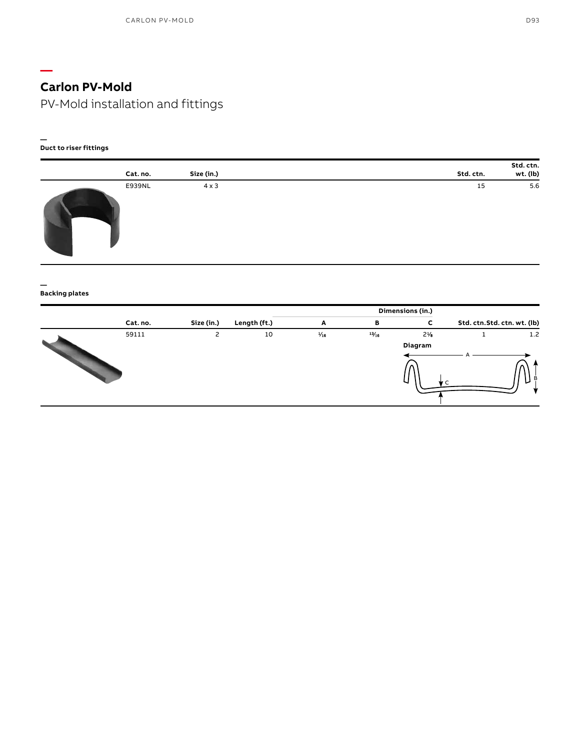# Carlon PV-Mold

## PV-Mold installation and fittings

### Duct to riser fittings

| Cat. no. | Size (in.) | Std. ctn. | Std. ctn. wt. (lb) |
|---|---|---|---|
| E939NL | 4 x 3 | 15 | 5.6 |

### Backing plates

| Cat. no. | Size (in.) | Length (ft.) | Dimensions (in.) | | | Std. ctn. | Std. ctn. wt. (lb) |
|---|---|---|---|---|---|---|---|
| | | | A | B | C | | |
| 59111 | 2 | 10 | 1⁄16 | 13⁄16 | 2⅛ | 1 | 1.2 |

Diagram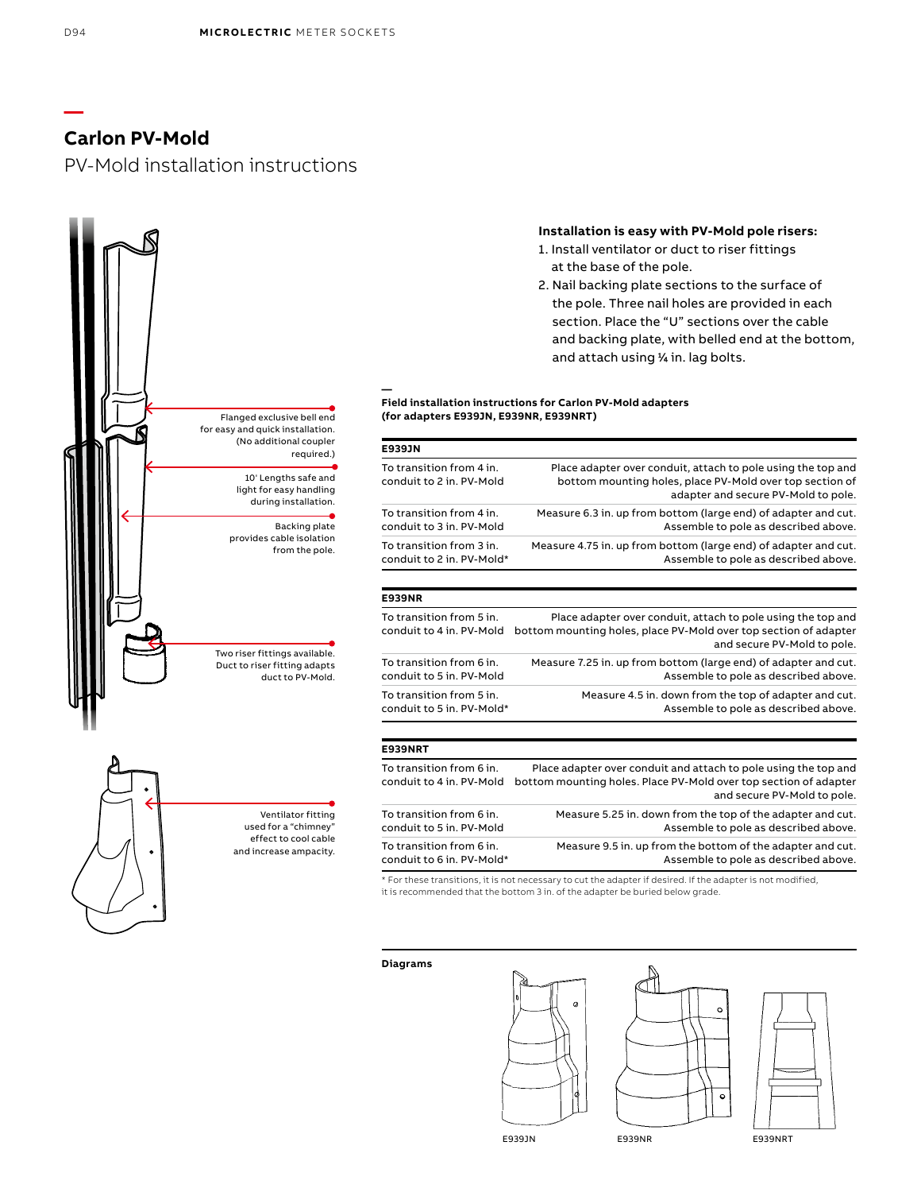# Carlon PV-Mold

## PV-Mold installation instructions

Flanged exclusive bell end for easy and quick installation. (No additional coupler required.)

10' Lengths safe and light for easy handling during installation.

Backing plate provides cable isolation from the pole.

Two riser fittings available. Duct to riser fitting adapts duct to PV-Mold.

Ventilator fitting used for a "chimney" effect to cool cable and increase ampacity.

**Installation is easy with PV-Mold pole risers:**

1. Install ventilator or duct to riser fittings at the base of the pole.
2. Nail backing plate sections to the surface of the pole. Three nail holes are provided in each section. Place the "U" sections over the cable and backing plate, with belled end at the bottom, and attach using ¼ in. lag bolts.

**Field installation instructions for Carlon PV-Mold adapters (for adapters E939JN, E939NR, E939NRT)**

| **E939JN** | |
|---|---|
| To transition from 4 in. conduit to 2 in. PV-Mold | Place adapter over conduit, attach to pole using the top and bottom mounting holes, place PV-Mold over top section of adapter and secure PV-Mold to pole. |
| To transition from 4 in. conduit to 3 in. PV-Mold | Measure 6.3 in. up from bottom (large end) of adapter and cut. Assemble to pole as described above. |
| To transition from 3 in. conduit to 2 in. PV-Mold* | Measure 4.75 in. up from bottom (large end) of adapter and cut. Assemble to pole as described above. |

| **E939NR** | |
|---|---|
| To transition from 5 in. conduit to 4 in. PV-Mold | Place adapter over conduit, attach to pole using the top and bottom mounting holes, place PV-Mold over top section of adapter and secure PV-Mold to pole. |
| To transition from 6 in. conduit to 5 in. PV-Mold | Measure 7.25 in. up from bottom (large end) of adapter and cut. Assemble to pole as described above. |
| To transition from 5 in. conduit to 5 in. PV-Mold* | Measure 4.5 in. down from the top of adapter and cut. Assemble to pole as described above. |

| **E939NRT** | |
|---|---|
| To transition from 6 in. conduit to 4 in. PV-Mold | Place adapter over conduit and attach to pole using the top and bottom mounting holes. Place PV-Mold over top section of adapter and secure PV-Mold to pole. |
| To transition from 6 in. conduit to 5 in. PV-Mold | Measure 5.25 in. down from the top of the adapter and cut. Assemble to pole as described above. |
| To transition from 6 in. conduit to 6 in. PV-Mold* | Measure 9.5 in. up from the bottom of the adapter and cut. Assemble to pole as described above. |

* For these transitions, it is not necessary to cut the adapter if desired. If the adapter is not modified, it is recommended that the bottom 3 in. of the adapter be buried below grade.

**Diagrams**

E939JN E939NR E939NRT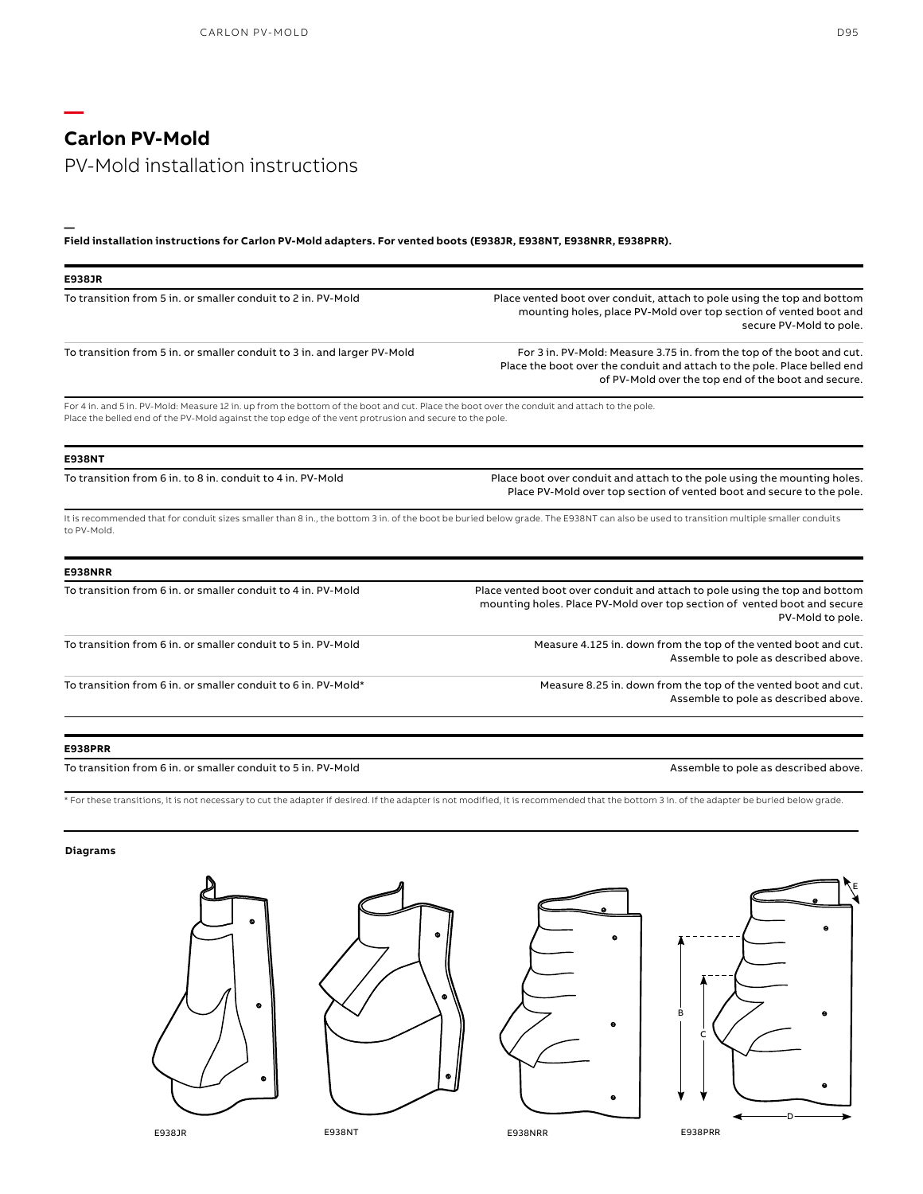# Carlon PV-Mold

## PV-Mold installation instructions

**Field installation instructions for Carlon PV-Mold adapters. For vented boots (E938JR, E938NT, E938NRR, E938PRR).**

| **E938JR** | |
|---|---|
| To transition from 5 in. or smaller conduit to 2 in. PV-Mold | Place vented boot over conduit, attach to pole using the top and bottom mounting holes, place PV-Mold over top section of vented boot and secure PV-Mold to pole. |
| To transition from 5 in. or smaller conduit to 3 in. and larger PV-Mold | For 3 in. PV-Mold: Measure 3.75 in. from the top of the boot and cut. Place the boot over the conduit and attach to the pole. Place belled end of PV-Mold over the top end of the boot and secure. |

For 4 in. and 5 in. PV-Mold: Measure 12 in. up from the bottom of the boot and cut. Place the boot over the conduit and attach to the pole. Place the belled end of the PV-Mold against the top edge of the vent protrusion and secure to the pole.

| **E938NT** | |
|---|---|
| To transition from 6 in. to 8 in. conduit to 4 in. PV-Mold | Place boot over conduit and attach to the pole using the mounting holes. Place PV-Mold over top section of vented boot and secure to the pole. |

It is recommended that for conduit sizes smaller than 8 in., the bottom 3 in. of the boot be buried below grade. The E938NT can also be used to transition multiple smaller conduits to PV-Mold.

| **E938NRR** | |
|---|---|
| To transition from 6 in. or smaller conduit to 4 in. PV-Mold | Place vented boot over conduit and attach to pole using the top and bottom mounting holes. Place PV-Mold over top section of vented boot and secure PV-Mold to pole. |
| To transition from 6 in. or smaller conduit to 5 in. PV-Mold | Measure 4.125 in. down from the top of the vented boot and cut. Assemble to pole as described above. |
| To transition from 6 in. or smaller conduit to 6 in. PV-Mold* | Measure 8.25 in. down from the top of the vented boot and cut. Assemble to pole as described above. |

| **E938PRR** | |
|---|---|
| To transition from 6 in. or smaller conduit to 5 in. PV-Mold | Assemble to pole as described above. |

* For these transitions, it is not necessary to cut the adapter if desired. If the adapter is not modified, it is recommended that the bottom 3 in. of the adapter be buried below grade.

**Diagrams**

E938JR

E938NT

E938NRR

E938PRR

B

C

D

E